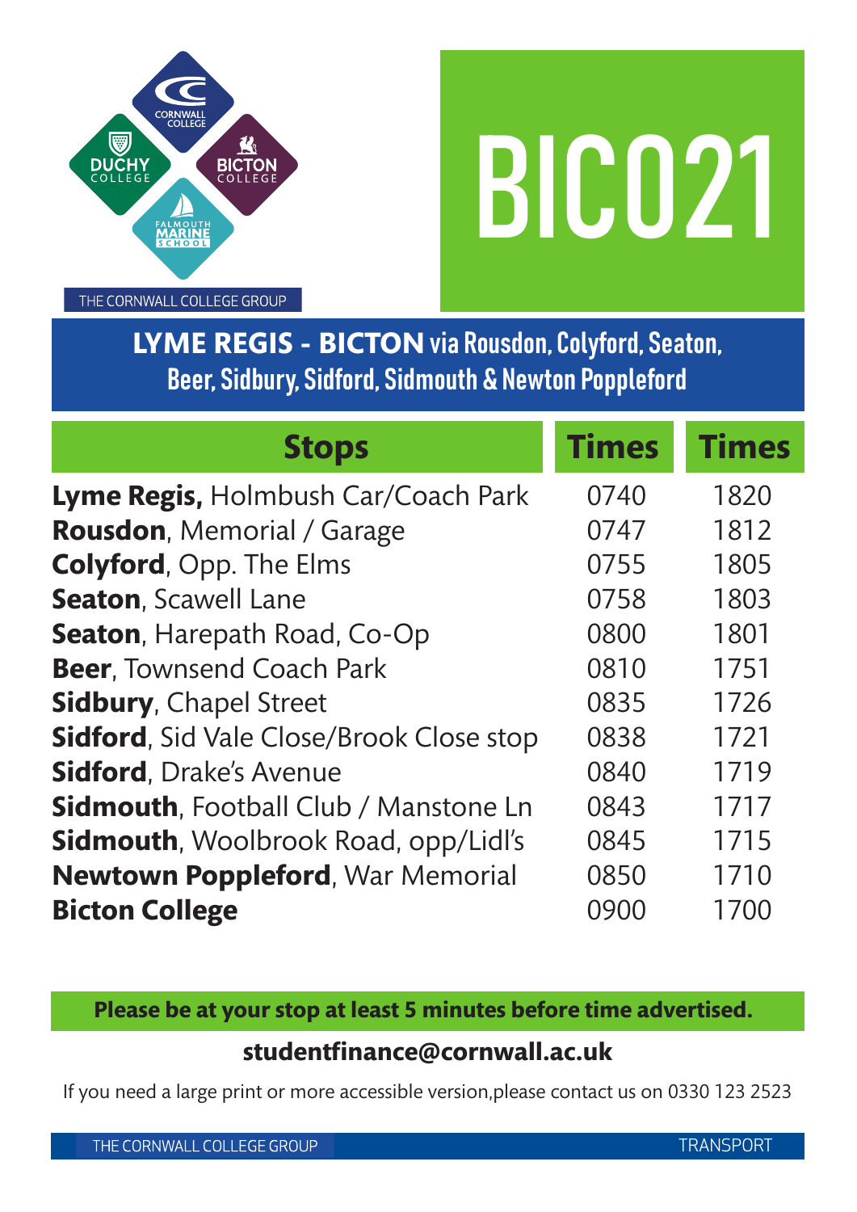# BIC021

## LYME REGIS - BICTON via Rousdon, Colyford, Seaton, Beer, Sidbury, Sidford, Sidmouth & Newton Poppleford

| Stops | Times | Times |
|---|---|---|
| **Lyme Regis,** Holmbush Car/Coach Park | 0740 | 1820 |
| **Rousdon**, Memorial / Garage | 0747 | 1812 |
| **Colyford**, Opp. The Elms | 0755 | 1805 |
| **Seaton**, Scawell Lane | 0758 | 1803 |
| **Seaton**, Harepath Road, Co-Op | 0800 | 1801 |
| **Beer**, Townsend Coach Park | 0810 | 1751 |
| **Sidbury**, Chapel Street | 0835 | 1726 |
| **Sidford**, Sid Vale Close/Brook Close stop | 0838 | 1721 |
| **Sidford**, Drake's Avenue | 0840 | 1719 |
| **Sidmouth**, Football Club / Manstone Ln | 0843 | 1717 |
| **Sidmouth**, Woolbrook Road, opp/Lidl's | 0845 | 1715 |
| **Newtown Poppleford**, War Memorial | 0850 | 1710 |
| **Bicton College** | 0900 | 1700 |

**Please be at your stop at least 5 minutes before time advertised.**

**studentfinance@cornwall.ac.uk**

If you need a large print or more accessible version,please contact us on 0330 123 2523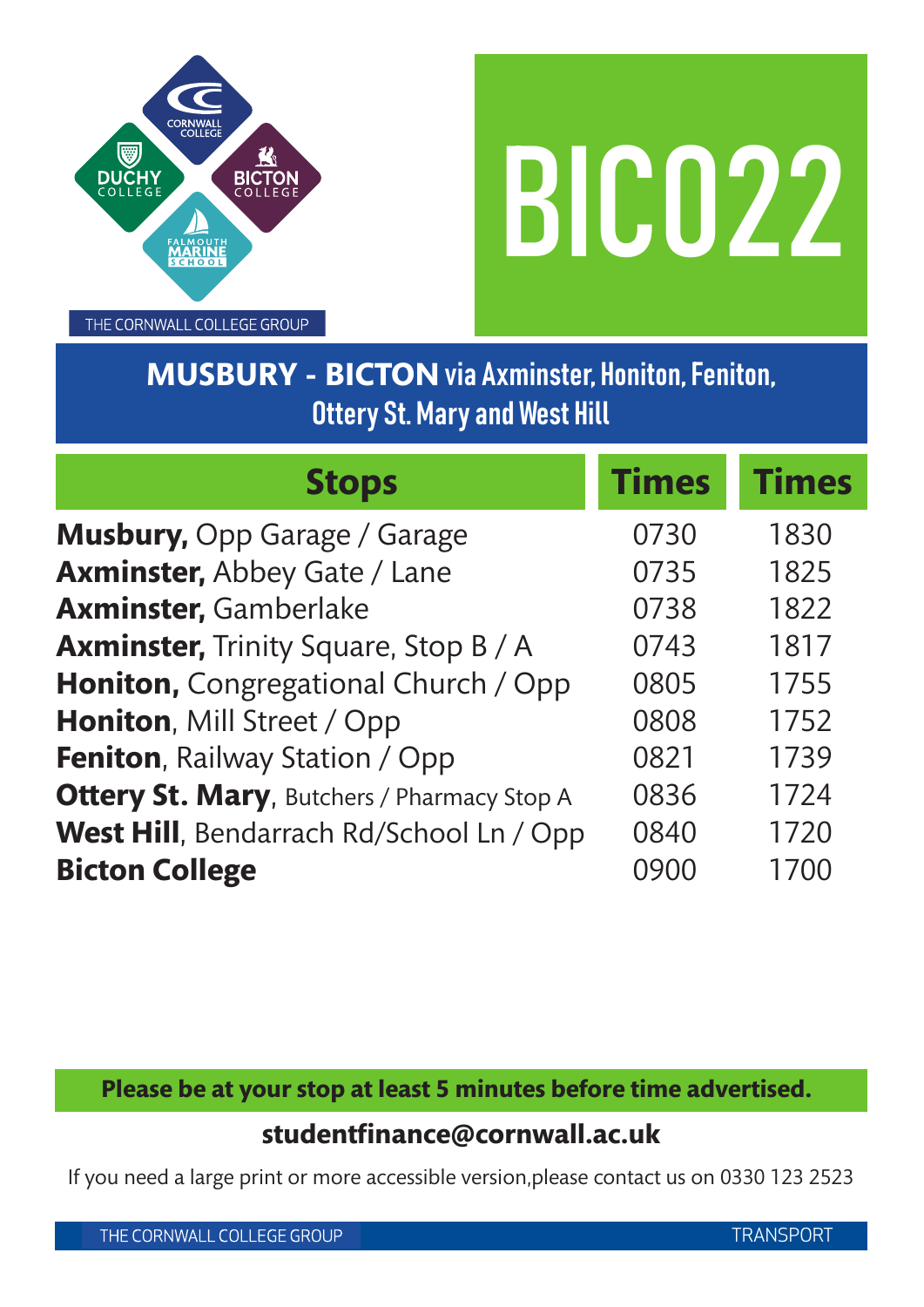THE CORNWALL COLLEGE GROUP

# BIC022

## MUSBURY - BICTON via Axminster, Honiton, Feniton, Ottery St. Mary and West Hill

| Stops | Times | Times |
|---|---|---|
| **Musbury,** Opp Garage / Garage | 0730 | 1830 |
| **Axminster,** Abbey Gate / Lane | 0735 | 1825 |
| **Axminster,** Gamberlake | 0738 | 1822 |
| **Axminster,** Trinity Square, Stop B / A | 0743 | 1817 |
| **Honiton,** Congregational Church / Opp | 0805 | 1755 |
| **Honiton**, Mill Street / Opp | 0808 | 1752 |
| **Feniton**, Railway Station / Opp | 0821 | 1739 |
| **Ottery St. Mary**, Butchers / Pharmacy Stop A | 0836 | 1724 |
| **West Hill**, Bendarrach Rd/School Ln / Opp | 0840 | 1720 |
| **Bicton College** | 0900 | 1700 |

**Please be at your stop at least 5 minutes before time advertised.**

**studentfinance@cornwall.ac.uk**

If you need a large print or more accessible version,please contact us on 0330 123 2523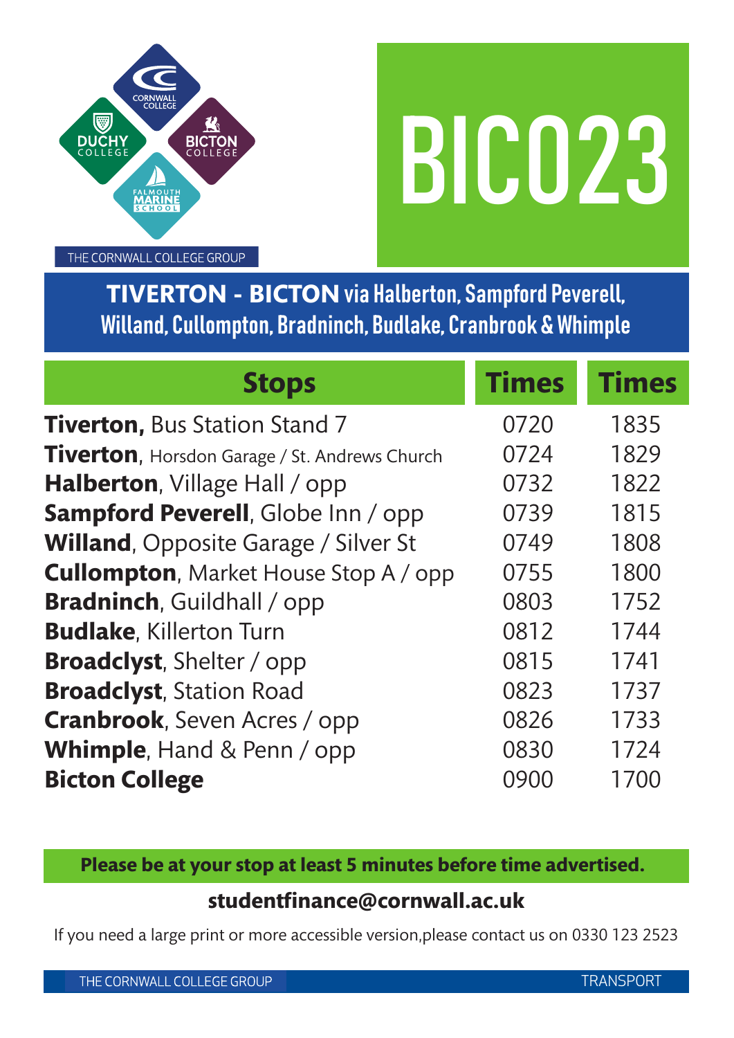# BIC023

THE CORNWALL COLLEGE GROUP

## TIVERTON - BICTON via Halberton, Sampford Peverell, Willand, Cullompton, Bradninch, Budlake, Cranbrook & Whimple

| Stops | Times | Times |
| --- | --- | --- |
| **Tiverton,** Bus Station Stand 7 | 0720 | 1835 |
| **Tiverton**, Horsdon Garage / St. Andrews Church | 0724 | 1829 |
| **Halberton**, Village Hall / opp | 0732 | 1822 |
| **Sampford Peverell**, Globe Inn / opp | 0739 | 1815 |
| **Willand**, Opposite Garage / Silver St | 0749 | 1808 |
| **Cullompton**, Market House Stop A / opp | 0755 | 1800 |
| **Bradninch**, Guildhall / opp | 0803 | 1752 |
| **Budlake**, Killerton Turn | 0812 | 1744 |
| **Broadclyst**, Shelter / opp | 0815 | 1741 |
| **Broadclyst**, Station Road | 0823 | 1737 |
| **Cranbrook**, Seven Acres / opp | 0826 | 1733 |
| **Whimple**, Hand & Penn / opp | 0830 | 1724 |
| **Bicton College** | 0900 | 1700 |

**Please be at your stop at least 5 minutes before time advertised.**

**studentfinance@cornwall.ac.uk**

If you need a large print or more accessible version,please contact us on 0330 123 2523

THE CORNWALL COLLEGE GROUP TRANSPORT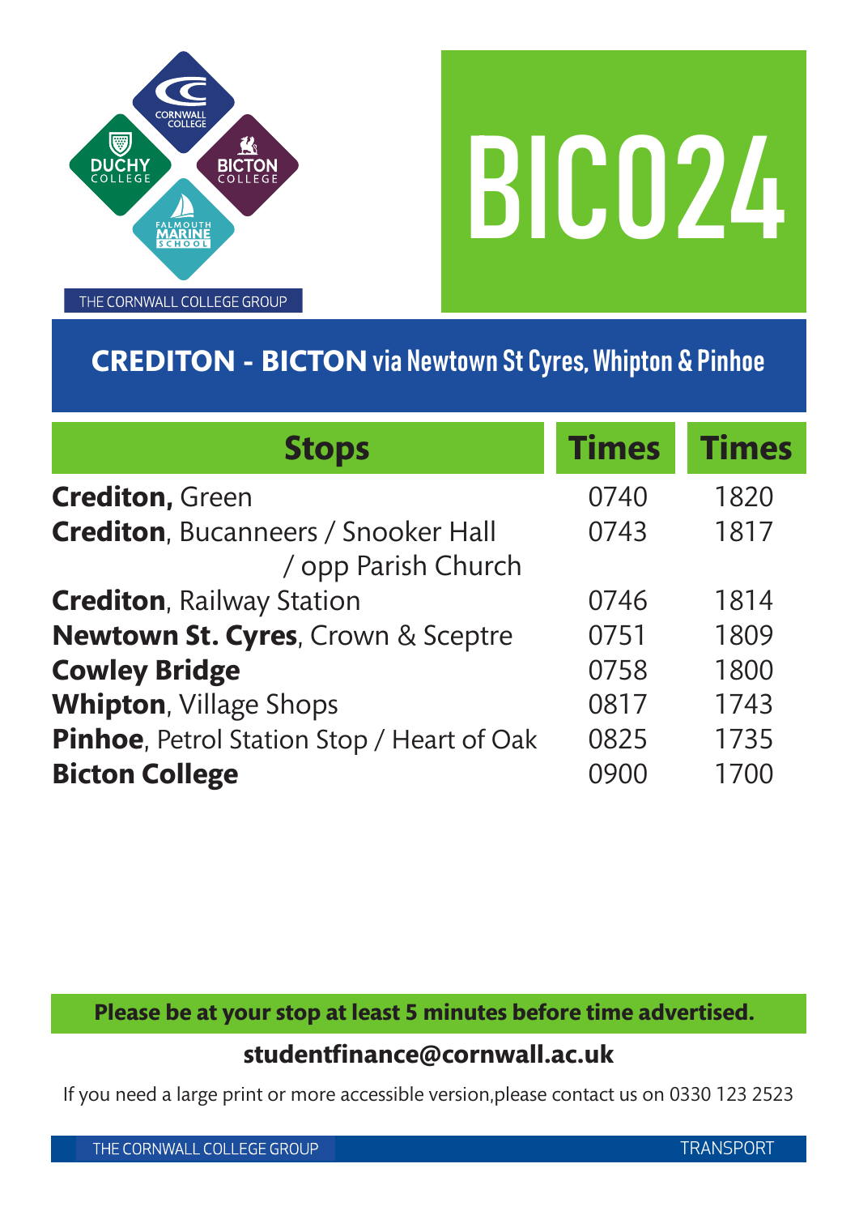THE CORNWALL COLLEGE GROUP

# BIC024

## CREDITON - BICTON via Newtown St Cyres, Whipton & Pinhoe

| Stops | Times | Times |
|---|---|---|
| **Crediton**, Green | 0740 | 1820 |
| **Crediton**, Bucanneers / Snooker Hall / opp Parish Church | 0743 | 1817 |
| **Crediton**, Railway Station | 0746 | 1814 |
| **Newtown St. Cyres**, Crown & Sceptre | 0751 | 1809 |
| **Cowley Bridge** | 0758 | 1800 |
| **Whipton**, Village Shops | 0817 | 1743 |
| **Pinhoe**, Petrol Station Stop / Heart of Oak | 0825 | 1735 |
| **Bicton College** | 0900 | 1700 |

**Please be at your stop at least 5 minutes before time advertised.**

**studentfinance@cornwall.ac.uk**

If you need a large print or more accessible version,please contact us on 0330 123 2523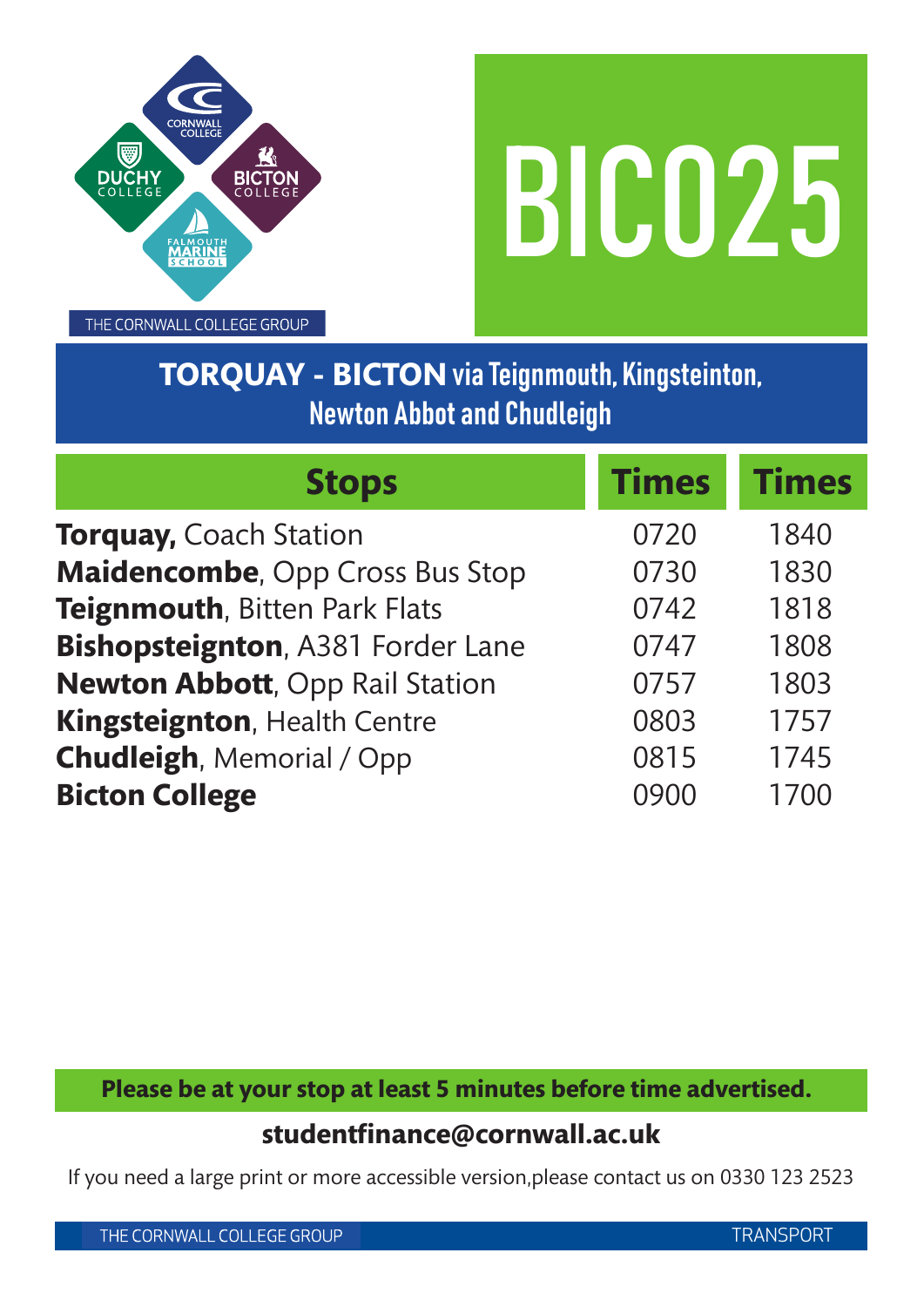# BIC025

## TORQUAY - BICTON via Teignmouth, Kingsteinton, Newton Abbot and Chudleigh

| Stops | Times | Times |
|---|---|---|
| **Torquay,** Coach Station | 0720 | 1840 |
| **Maidencombe**, Opp Cross Bus Stop | 0730 | 1830 |
| **Teignmouth**, Bitten Park Flats | 0742 | 1818 |
| **Bishopsteignton**, A381 Forder Lane | 0747 | 1808 |
| **Newton Abbott**, Opp Rail Station | 0757 | 1803 |
| **Kingsteignton**, Health Centre | 0803 | 1757 |
| **Chudleigh**, Memorial / Opp | 0815 | 1745 |
| **Bicton College** | 0900 | 1700 |

**Please be at your stop at least 5 minutes before time advertised.**

**studentfinance@cornwall.ac.uk**

If you need a large print or more accessible version,please contact us on 0330 123 2523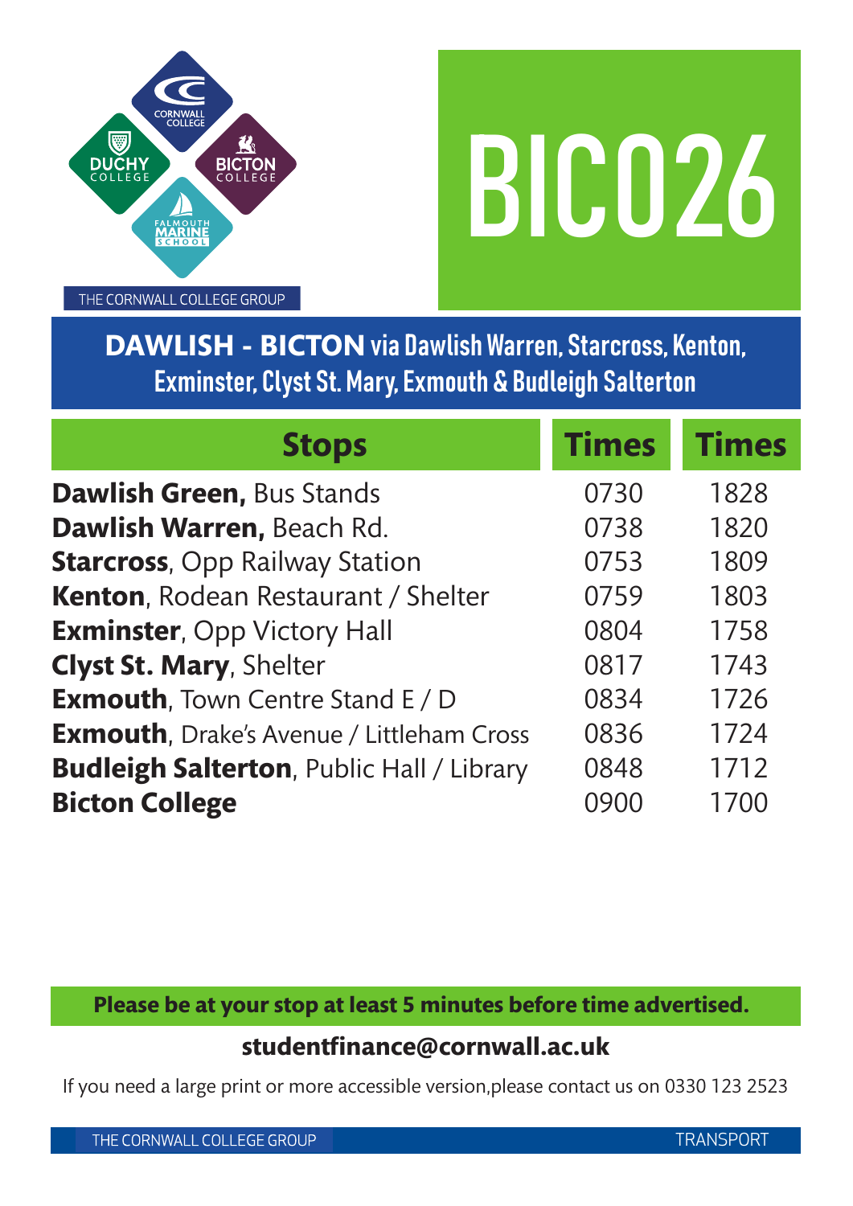THE CORNWALL COLLEGE GROUP

# BIC026

## DAWLISH - BICTON via Dawlish Warren, Starcross, Kenton, Exminster, Clyst St. Mary, Exmouth & Budleigh Salterton

| Stops | Times | Times |
|---|---|---|
| **Dawlish Green,** Bus Stands | 0730 | 1828 |
| **Dawlish Warren,** Beach Rd. | 0738 | 1820 |
| **Starcross**, Opp Railway Station | 0753 | 1809 |
| **Kenton**, Rodean Restaurant / Shelter | 0759 | 1803 |
| **Exminster**, Opp Victory Hall | 0804 | 1758 |
| **Clyst St. Mary**, Shelter | 0817 | 1743 |
| **Exmouth**, Town Centre Stand E / D | 0834 | 1726 |
| **Exmouth**, Drake's Avenue / Littleham Cross | 0836 | 1724 |
| **Budleigh Salterton**, Public Hall / Library | 0848 | 1712 |
| **Bicton College** | 0900 | 1700 |

**Please be at your stop at least 5 minutes before time advertised.**

**studentfinance@cornwall.ac.uk**

If you need a large print or more accessible version,please contact us on 0330 123 2523